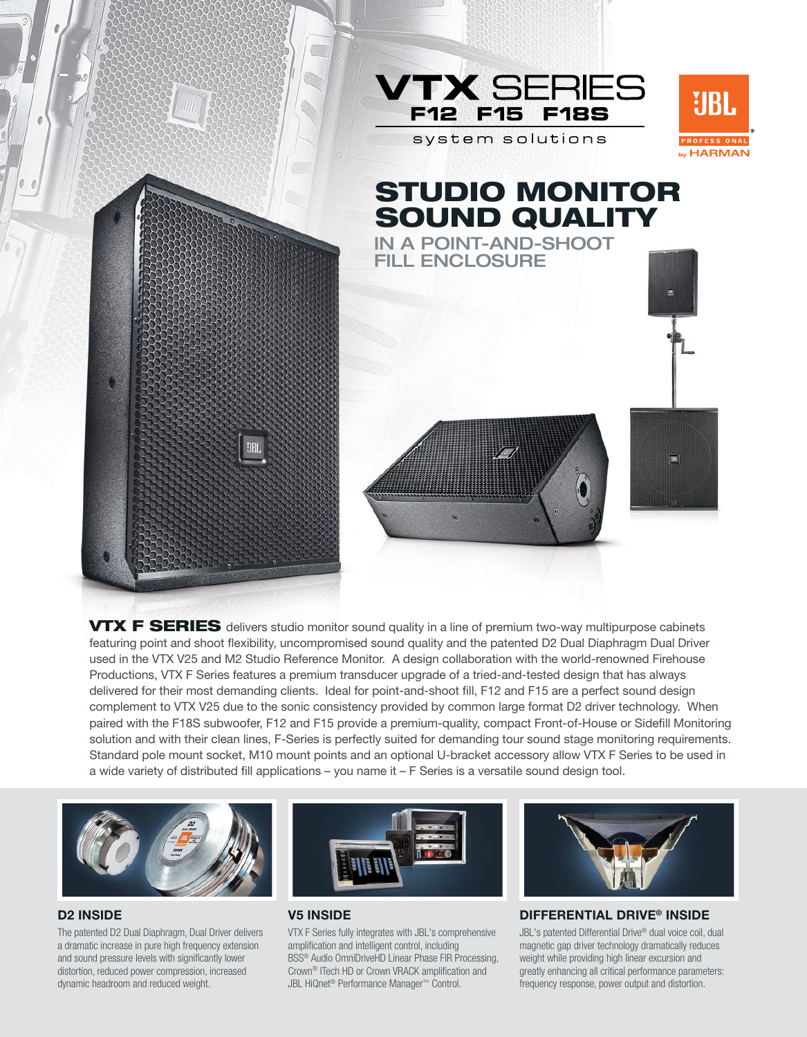# VTX SERIES

## F12 F15 F18S

system solutions

JBL PROFESSIONAL by HARMAN

# STUDIO MONITOR SOUND QUALITY

## IN A POINT-AND-SHOOT FILL ENCLOSURE

**VTX F SERIES** delivers studio monitor sound quality in a line of premium two-way multipurpose cabinets featuring point and shoot flexibility, uncompromised sound quality and the patented D2 Dual Diaphragm Dual Driver used in the VTX V25 and M2 Studio Reference Monitor. A design collaboration with the world-renowned Firehouse Productions, VTX F Series features a premium transducer upgrade of a tried-and-tested design that has always delivered for their most demanding clients. Ideal for point-and-shoot fill, F12 and F15 are a perfect sound design complement to VTX V25 due to the sonic consistency provided by common large format D2 driver technology. When paired with the F18S subwoofer, F12 and F15 provide a premium-quality, compact Front-of-House or Sidefill Monitoring solution and with their clean lines, F-Series is perfectly suited for demanding tour sound stage monitoring requirements. Standard pole mount socket, M10 mount points and an optional U-bracket accessory allow VTX F Series to be used in a wide variety of distributed fill applications – you name it – F Series is a versatile sound design tool.

### D2 INSIDE

The patented D2 Dual Diaphragm, Dual Driver delivers a dramatic increase in pure high frequency extension and sound pressure levels with significantly lower distortion, reduced power compression, increased dynamic headroom and reduced weight.

### V5 INSIDE

VTX F Series fully integrates with JBL's comprehensive amplification and intelligent control, including BSS® Audio OmniDriveHD Linear Phase FIR Processing, Crown® ITech HD or Crown VRACK amplification and JBL HiQnet® Performance Manager™ Control.

### DIFFERENTIAL DRIVE® INSIDE

JBL's patented Differential Drive® dual voice coil, dual magnetic gap driver technology dramatically reduces weight while providing high linear excursion and greatly enhancing all critical performance parameters: frequency response, power output and distortion.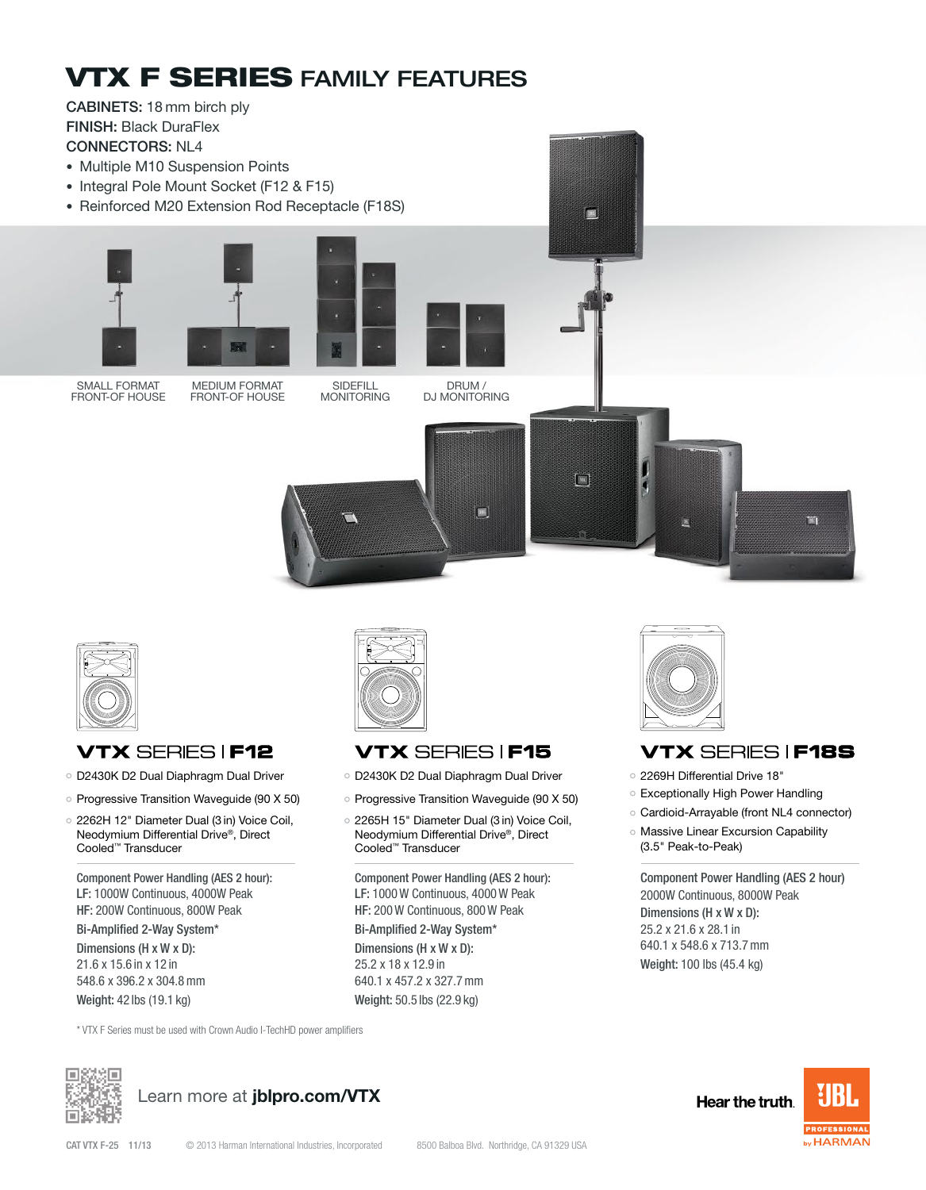# VTX F SERIES FAMILY FEATURES

**CABINETS:** 18 mm birch ply
**FINISH:** Black DuraFlex
**CONNECTORS:** NL4

- Multiple M10 Suspension Points
- Integral Pole Mount Socket (F12 & F15)
- Reinforced M20 Extension Rod Receptacle (F18S)

SMALL FORMAT FRONT-OF HOUSE

MEDIUM FORMAT FRONT-OF HOUSE

SIDEFILL MONITORING

DRUM / DJ MONITORING

## VTX SERIES | F12

- D2430K D2 Dual Diaphragm Dual Driver
- Progressive Transition Waveguide (90 X 50)
- 2262H 12" Diameter Dual (3 in) Voice Coil, Neodymium Differential Drive®, Direct Cooled™ Transducer

**Component Power Handling (AES 2 hour):**
**LF:** 1000W Continuous, 4000W Peak
**HF:** 200W Continuous, 800W Peak
**Bi-Amplified 2-Way System***
**Dimensions (H x W x D):**
21.6 x 15.6 in x 12 in
548.6 x 396.2 x 304.8 mm
**Weight:** 42 lbs (19.1 kg)

## VTX SERIES | F15

- D2430K D2 Dual Diaphragm Dual Driver
- Progressive Transition Waveguide (90 X 50)
- 2265H 15" Diameter Dual (3 in) Voice Coil, Neodymium Differential Drive®, Direct Cooled™ Transducer

**Component Power Handling (AES 2 hour):**
**LF:** 1000 W Continuous, 4000 W Peak
**HF:** 200 W Continuous, 800 W Peak
**Bi-Amplified 2-Way System***
**Dimensions (H x W x D):**
25.2 x 18 x 12.9 in
640.1 x 457.2 x 327.7 mm
**Weight:** 50.5 lbs (22.9 kg)

## VTX SERIES | F18S

- 2269H Differential Drive 18"
- Exceptionally High Power Handling
- Cardioid-Arrayable (front NL4 connector)
- Massive Linear Excursion Capability (3.5" Peak-to-Peak)

**Component Power Handling (AES 2 hour)**
2000W Continuous, 8000W Peak
**Dimensions (H x W x D):**
25.2 x 21.6 x 28.1 in
640.1 x 548.6 x 713.7 mm
**Weight:** 100 lbs (45.4 kg)

* VTX F Series must be used with Crown Audio I-TechHD power amplifiers

Learn more at **jblpro.com/VTX**

**Hear the truth.**

JBL PROFESSIONAL by HARMAN

CAT VTX F-25 11/13 © 2013 Harman International Industries, Incorporated 8500 Balboa Blvd. Northridge, CA 91329 USA